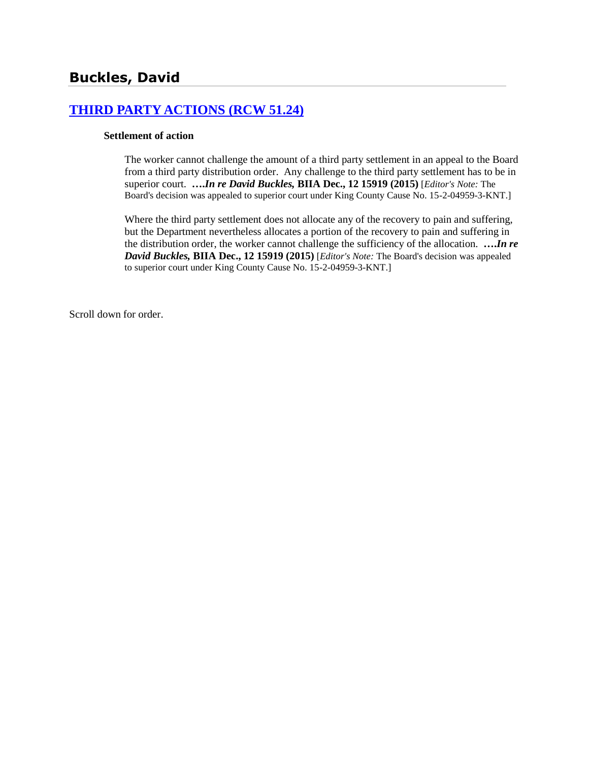## Buckles, David

### [THIRD PARTY ACTIONS (RCW 51.24)]

#### Settlement of action

The worker cannot challenge the amount of a third party settlement in an appeal to the Board from a third party distribution order. Any challenge to the third party settlement has to be in superior court. ***….In re David Buckles,*** **BIIA Dec., 12 15919 (2015)** [*Editor's Note:* The Board's decision was appealed to superior court under King County Cause No. 15-2-04959-3-KNT.]

Where the third party settlement does not allocate any of the recovery to pain and suffering, but the Department nevertheless allocates a portion of the recovery to pain and suffering in the distribution order, the worker cannot challenge the sufficiency of the allocation. ***….In re David Buckles,*** **BIIA Dec., 12 15919 (2015)** [*Editor's Note:* The Board's decision was appealed to superior court under King County Cause No. 15-2-04959-3-KNT.]

Scroll down for order.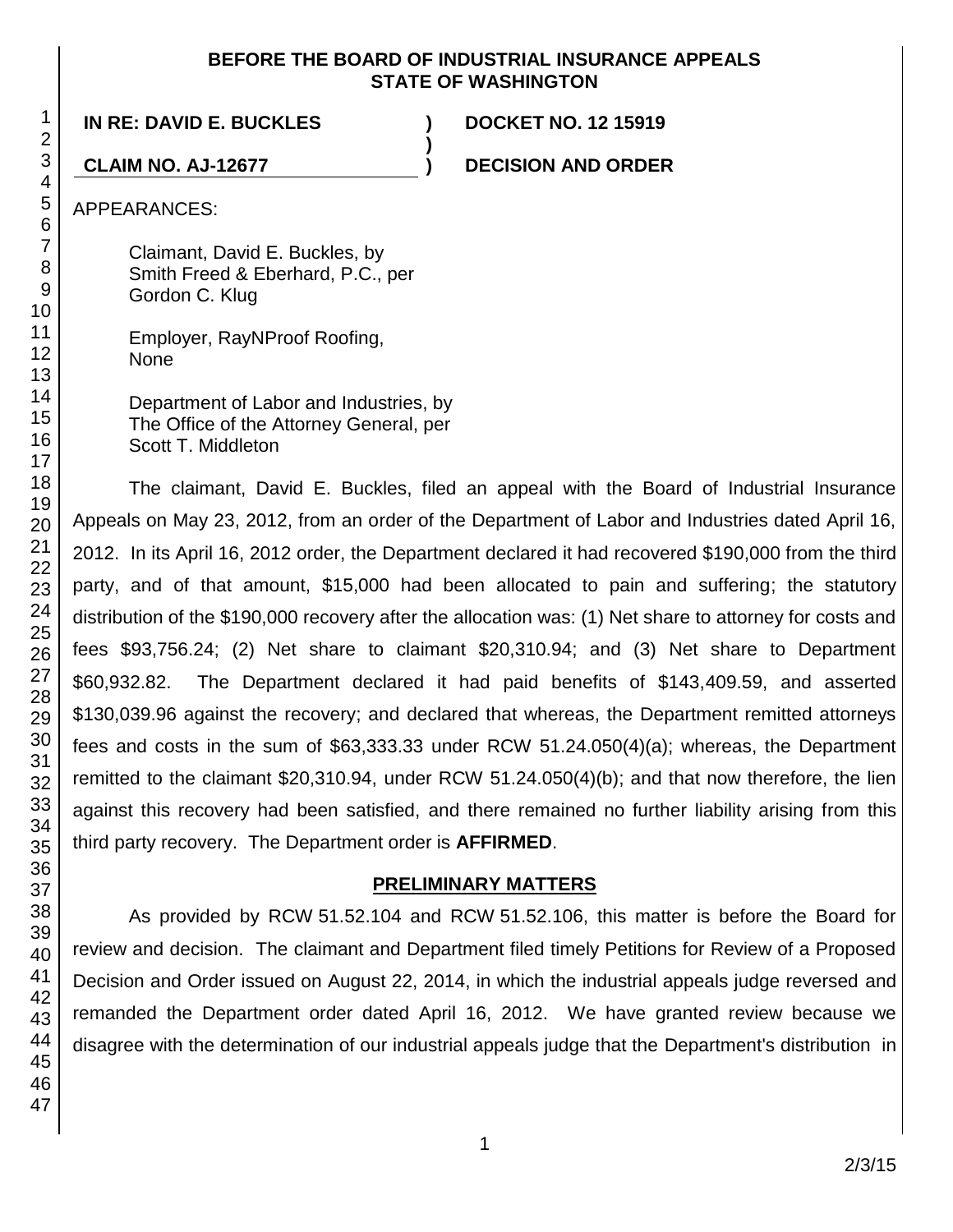**BEFORE THE BOARD OF INDUSTRIAL INSURANCE APPEALS**
**STATE OF WASHINGTON**

| | | |
|---|---|---|
| **IN RE: DAVID E. BUCKLES** | **)** | **DOCKET NO. 12 15919** |
| | **)** | |
| **CLAIM NO. AJ-12677** | **)** | **DECISION AND ORDER** |

APPEARANCES:

Claimant, David E. Buckles, by
Smith Freed & Eberhard, P.C., per
Gordon C. Klug

Employer, RayNProof Roofing,
None

Department of Labor and Industries, by
The Office of the Attorney General, per
Scott T. Middleton

The claimant, David E. Buckles, filed an appeal with the Board of Industrial Insurance Appeals on May 23, 2012, from an order of the Department of Labor and Industries dated April 16, 2012. In its April 16, 2012 order, the Department declared it had recovered $190,000 from the third party, and of that amount, $15,000 had been allocated to pain and suffering; the statutory distribution of the $190,000 recovery after the allocation was: (1) Net share to attorney for costs and fees $93,756.24; (2) Net share to claimant $20,310.94; and (3) Net share to Department $60,932.82. The Department declared it had paid benefits of $143,409.59, and asserted $130,039.96 against the recovery; and declared that whereas, the Department remitted attorneys fees and costs in the sum of $63,333.33 under RCW 51.24.050(4)(a); whereas, the Department remitted to the claimant $20,310.94, under RCW 51.24.050(4)(b); and that now therefore, the lien against this recovery had been satisfied, and there remained no further liability arising from this third party recovery. The Department order is **AFFIRMED**.

## PRELIMINARY MATTERS

As provided by RCW 51.52.104 and RCW 51.52.106, this matter is before the Board for review and decision. The claimant and Department filed timely Petitions for Review of a Proposed Decision and Order issued on August 22, 2014, in which the industrial appeals judge reversed and remanded the Department order dated April 16, 2012. We have granted review because we disagree with the determination of our industrial appeals judge that the Department's distribution in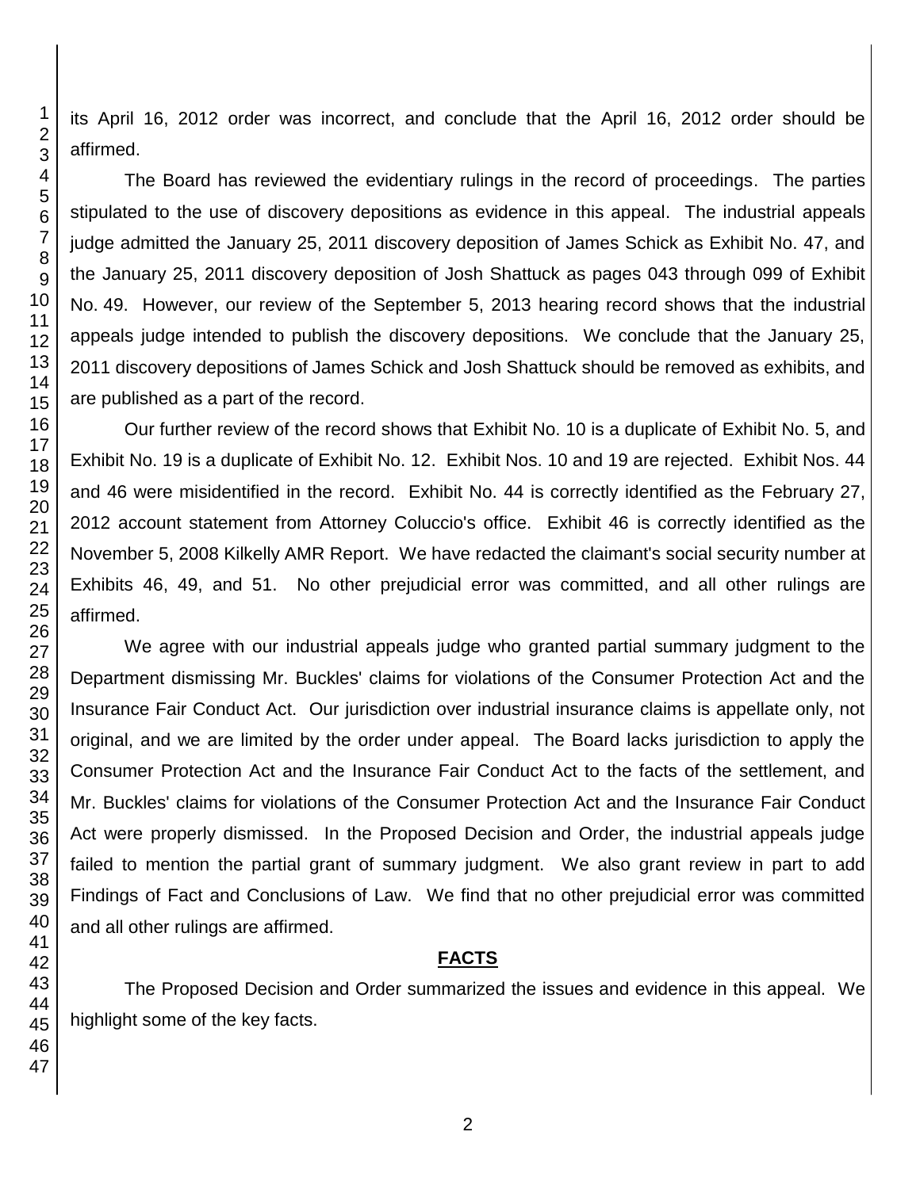its April 16, 2012 order was incorrect, and conclude that the April 16, 2012 order should be affirmed.

The Board has reviewed the evidentiary rulings in the record of proceedings. The parties stipulated to the use of discovery depositions as evidence in this appeal. The industrial appeals judge admitted the January 25, 2011 discovery deposition of James Schick as Exhibit No. 47, and the January 25, 2011 discovery deposition of Josh Shattuck as pages 043 through 099 of Exhibit No. 49. However, our review of the September 5, 2013 hearing record shows that the industrial appeals judge intended to publish the discovery depositions. We conclude that the January 25, 2011 discovery depositions of James Schick and Josh Shattuck should be removed as exhibits, and are published as a part of the record.

Our further review of the record shows that Exhibit No. 10 is a duplicate of Exhibit No. 5, and Exhibit No. 19 is a duplicate of Exhibit No. 12. Exhibit Nos. 10 and 19 are rejected. Exhibit Nos. 44 and 46 were misidentified in the record. Exhibit No. 44 is correctly identified as the February 27, 2012 account statement from Attorney Coluccio's office. Exhibit 46 is correctly identified as the November 5, 2008 Kilkelly AMR Report. We have redacted the claimant's social security number at Exhibits 46, 49, and 51. No other prejudicial error was committed, and all other rulings are affirmed.

We agree with our industrial appeals judge who granted partial summary judgment to the Department dismissing Mr. Buckles' claims for violations of the Consumer Protection Act and the Insurance Fair Conduct Act. Our jurisdiction over industrial insurance claims is appellate only, not original, and we are limited by the order under appeal. The Board lacks jurisdiction to apply the Consumer Protection Act and the Insurance Fair Conduct Act to the facts of the settlement, and Mr. Buckles' claims for violations of the Consumer Protection Act and the Insurance Fair Conduct Act were properly dismissed. In the Proposed Decision and Order, the industrial appeals judge failed to mention the partial grant of summary judgment. We also grant review in part to add Findings of Fact and Conclusions of Law. We find that no other prejudicial error was committed and all other rulings are affirmed.

## FACTS

The Proposed Decision and Order summarized the issues and evidence in this appeal. We highlight some of the key facts.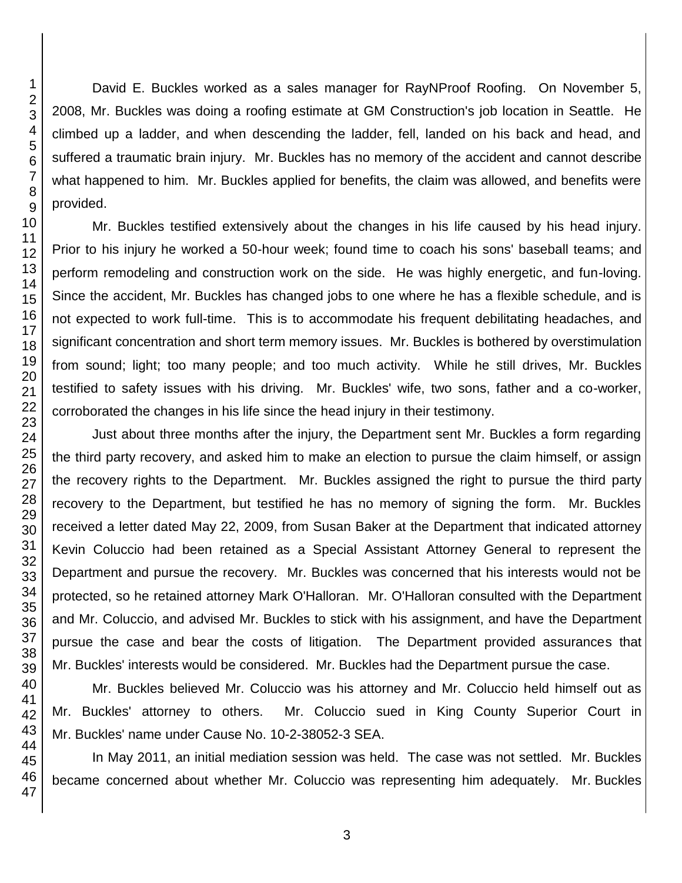David E. Buckles worked as a sales manager for RayNProof Roofing. On November 5, 2008, Mr. Buckles was doing a roofing estimate at GM Construction's job location in Seattle. He climbed up a ladder, and when descending the ladder, fell, landed on his back and head, and suffered a traumatic brain injury. Mr. Buckles has no memory of the accident and cannot describe what happened to him. Mr. Buckles applied for benefits, the claim was allowed, and benefits were provided.

Mr. Buckles testified extensively about the changes in his life caused by his head injury. Prior to his injury he worked a 50-hour week; found time to coach his sons' baseball teams; and perform remodeling and construction work on the side. He was highly energetic, and fun-loving. Since the accident, Mr. Buckles has changed jobs to one where he has a flexible schedule, and is not expected to work full-time. This is to accommodate his frequent debilitating headaches, and significant concentration and short term memory issues. Mr. Buckles is bothered by overstimulation from sound; light; too many people; and too much activity. While he still drives, Mr. Buckles testified to safety issues with his driving. Mr. Buckles' wife, two sons, father and a co-worker, corroborated the changes in his life since the head injury in their testimony.

Just about three months after the injury, the Department sent Mr. Buckles a form regarding the third party recovery, and asked him to make an election to pursue the claim himself, or assign the recovery rights to the Department. Mr. Buckles assigned the right to pursue the third party recovery to the Department, but testified he has no memory of signing the form. Mr. Buckles received a letter dated May 22, 2009, from Susan Baker at the Department that indicated attorney Kevin Coluccio had been retained as a Special Assistant Attorney General to represent the Department and pursue the recovery. Mr. Buckles was concerned that his interests would not be protected, so he retained attorney Mark O'Halloran. Mr. O'Halloran consulted with the Department and Mr. Coluccio, and advised Mr. Buckles to stick with his assignment, and have the Department pursue the case and bear the costs of litigation. The Department provided assurances that Mr. Buckles' interests would be considered. Mr. Buckles had the Department pursue the case.

Mr. Buckles believed Mr. Coluccio was his attorney and Mr. Coluccio held himself out as Mr. Buckles' attorney to others. Mr. Coluccio sued in King County Superior Court in Mr. Buckles' name under Cause No. 10-2-38052-3 SEA.

In May 2011, an initial mediation session was held. The case was not settled. Mr. Buckles became concerned about whether Mr. Coluccio was representing him adequately. Mr. Buckles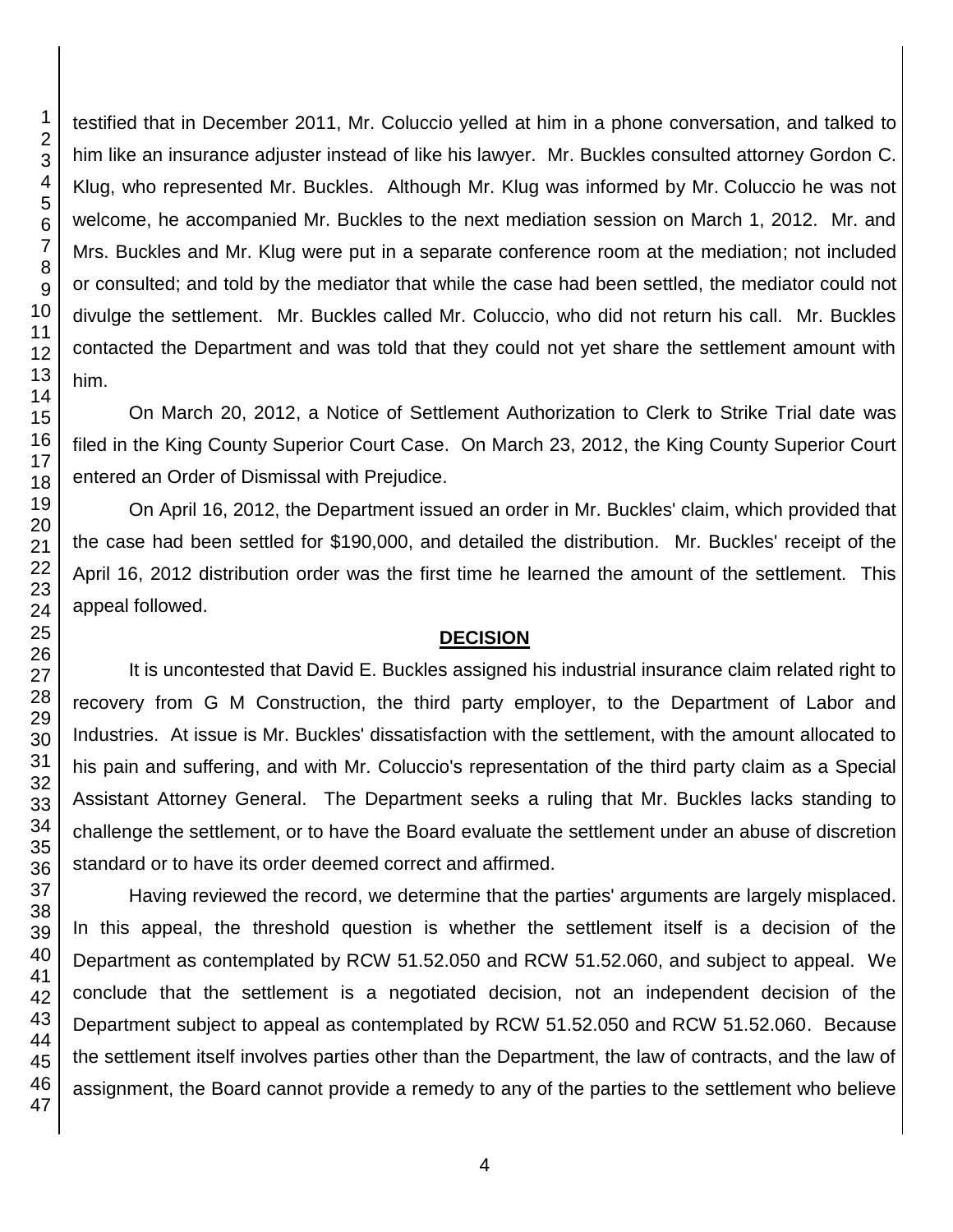testified that in December 2011, Mr. Coluccio yelled at him in a phone conversation, and talked to him like an insurance adjuster instead of like his lawyer. Mr. Buckles consulted attorney Gordon C. Klug, who represented Mr. Buckles. Although Mr. Klug was informed by Mr. Coluccio he was not welcome, he accompanied Mr. Buckles to the next mediation session on March 1, 2012. Mr. and Mrs. Buckles and Mr. Klug were put in a separate conference room at the mediation; not included or consulted; and told by the mediator that while the case had been settled, the mediator could not divulge the settlement. Mr. Buckles called Mr. Coluccio, who did not return his call. Mr. Buckles contacted the Department and was told that they could not yet share the settlement amount with him.

On March 20, 2012, a Notice of Settlement Authorization to Clerk to Strike Trial date was filed in the King County Superior Court Case. On March 23, 2012, the King County Superior Court entered an Order of Dismissal with Prejudice.

On April 16, 2012, the Department issued an order in Mr. Buckles' claim, which provided that the case had been settled for $190,000, and detailed the distribution. Mr. Buckles' receipt of the April 16, 2012 distribution order was the first time he learned the amount of the settlement. This appeal followed.

## DECISION

It is uncontested that David E. Buckles assigned his industrial insurance claim related right to recovery from G M Construction, the third party employer, to the Department of Labor and Industries. At issue is Mr. Buckles' dissatisfaction with the settlement, with the amount allocated to his pain and suffering, and with Mr. Coluccio's representation of the third party claim as a Special Assistant Attorney General. The Department seeks a ruling that Mr. Buckles lacks standing to challenge the settlement, or to have the Board evaluate the settlement under an abuse of discretion standard or to have its order deemed correct and affirmed.

Having reviewed the record, we determine that the parties' arguments are largely misplaced. In this appeal, the threshold question is whether the settlement itself is a decision of the Department as contemplated by RCW 51.52.050 and RCW 51.52.060, and subject to appeal. We conclude that the settlement is a negotiated decision, not an independent decision of the Department subject to appeal as contemplated by RCW 51.52.050 and RCW 51.52.060. Because the settlement itself involves parties other than the Department, the law of contracts, and the law of assignment, the Board cannot provide a remedy to any of the parties to the settlement who believe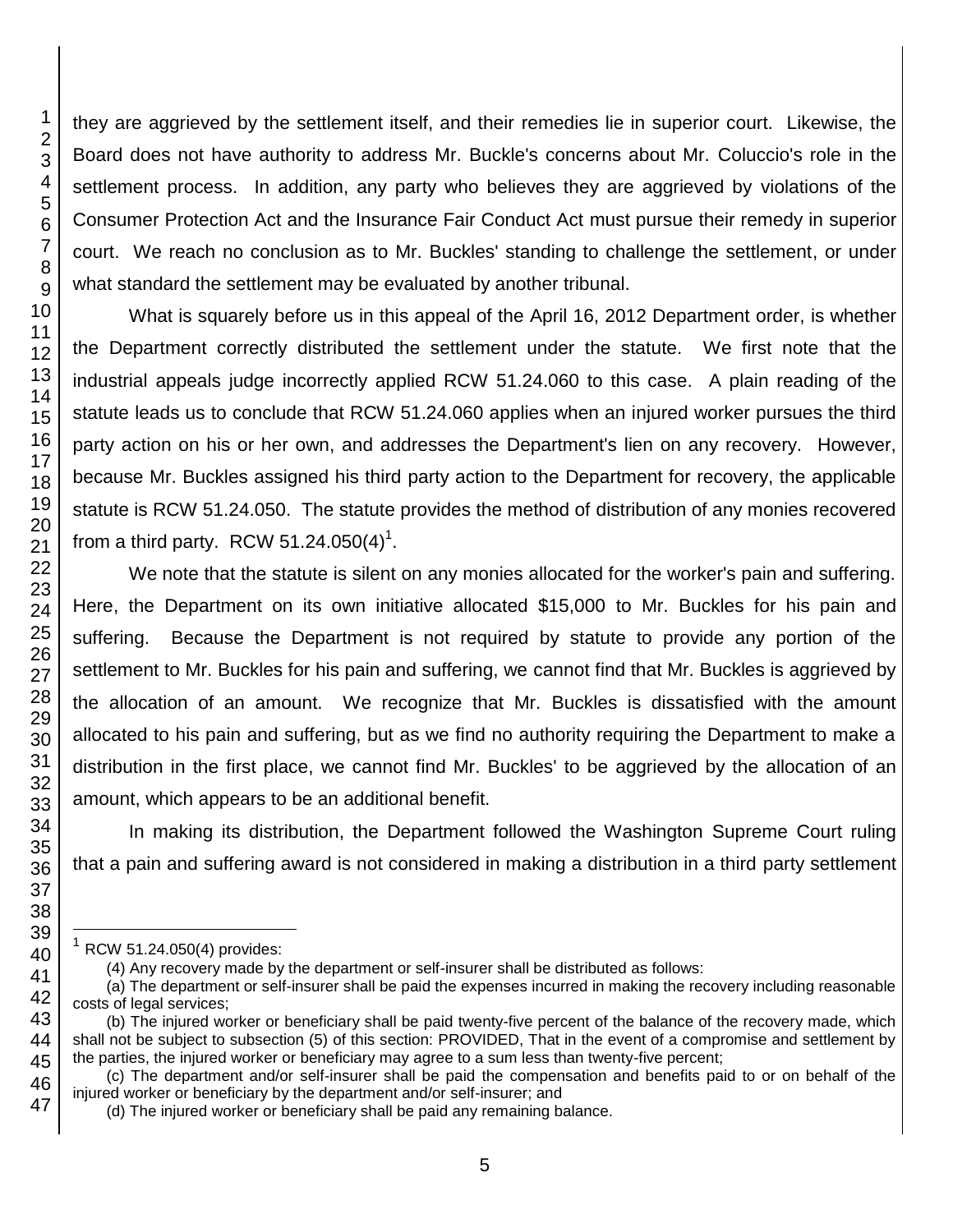they are aggrieved by the settlement itself, and their remedies lie in superior court. Likewise, the Board does not have authority to address Mr. Buckle's concerns about Mr. Coluccio's role in the settlement process. In addition, any party who believes they are aggrieved by violations of the Consumer Protection Act and the Insurance Fair Conduct Act must pursue their remedy in superior court. We reach no conclusion as to Mr. Buckles' standing to challenge the settlement, or under what standard the settlement may be evaluated by another tribunal.

What is squarely before us in this appeal of the April 16, 2012 Department order, is whether the Department correctly distributed the settlement under the statute. We first note that the industrial appeals judge incorrectly applied RCW 51.24.060 to this case. A plain reading of the statute leads us to conclude that RCW 51.24.060 applies when an injured worker pursues the third party action on his or her own, and addresses the Department's lien on any recovery. However, because Mr. Buckles assigned his third party action to the Department for recovery, the applicable statute is RCW 51.24.050. The statute provides the method of distribution of any monies recovered from a third party. RCW 51.24.050(4)[1].

We note that the statute is silent on any monies allocated for the worker's pain and suffering. Here, the Department on its own initiative allocated $15,000 to Mr. Buckles for his pain and suffering. Because the Department is not required by statute to provide any portion of the settlement to Mr. Buckles for his pain and suffering, we cannot find that Mr. Buckles is aggrieved by the allocation of an amount. We recognize that Mr. Buckles is dissatisfied with the amount allocated to his pain and suffering, but as we find no authority requiring the Department to make a distribution in the first place, we cannot find Mr. Buckles' to be aggrieved by the allocation of an amount, which appears to be an additional benefit.

In making its distribution, the Department followed the Washington Supreme Court ruling that a pain and suffering award is not considered in making a distribution in a third party settlement

---

[1] RCW 51.24.050(4) provides:

(4) Any recovery made by the department or self-insurer shall be distributed as follows:

(a) The department or self-insurer shall be paid the expenses incurred in making the recovery including reasonable costs of legal services;

(b) The injured worker or beneficiary shall be paid twenty-five percent of the balance of the recovery made, which shall not be subject to subsection (5) of this section: PROVIDED, That in the event of a compromise and settlement by the parties, the injured worker or beneficiary may agree to a sum less than twenty-five percent;

(c) The department and/or self-insurer shall be paid the compensation and benefits paid to or on behalf of the injured worker or beneficiary by the department and/or self-insurer; and

(d) The injured worker or beneficiary shall be paid any remaining balance.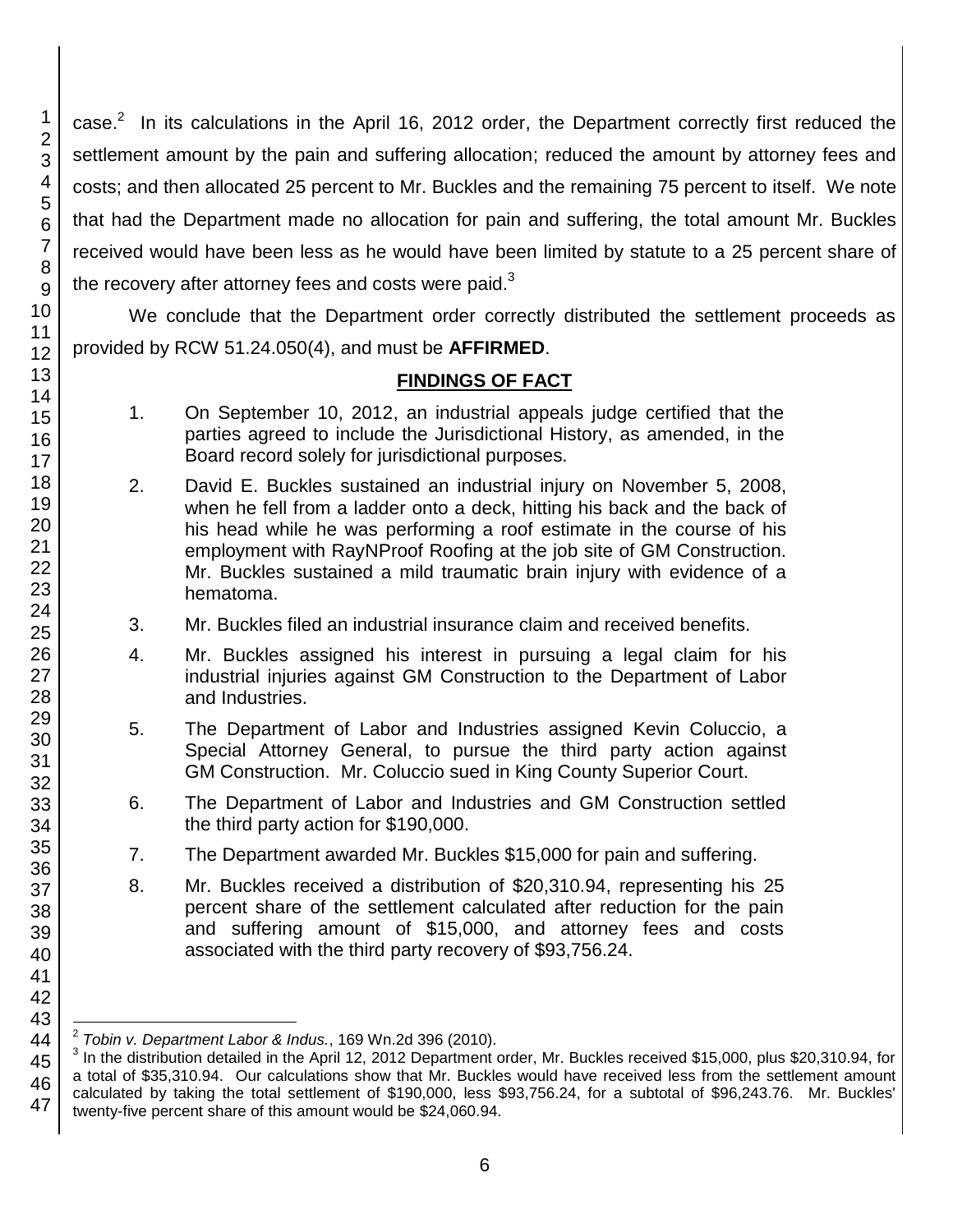case.[2] In its calculations in the April 16, 2012 order, the Department correctly first reduced the settlement amount by the pain and suffering allocation; reduced the amount by attorney fees and costs; and then allocated 25 percent to Mr. Buckles and the remaining 75 percent to itself. We note that had the Department made no allocation for pain and suffering, the total amount Mr. Buckles received would have been less as he would have been limited by statute to a 25 percent share of the recovery after attorney fees and costs were paid.[3]

We conclude that the Department order correctly distributed the settlement proceeds as provided by RCW 51.24.050(4), and must be **AFFIRMED**.

## FINDINGS OF FACT

1. On September 10, 2012, an industrial appeals judge certified that the parties agreed to include the Jurisdictional History, as amended, in the Board record solely for jurisdictional purposes.

2. David E. Buckles sustained an industrial injury on November 5, 2008, when he fell from a ladder onto a deck, hitting his back and the back of his head while he was performing a roof estimate in the course of his employment with RayNProof Roofing at the job site of GM Construction. Mr. Buckles sustained a mild traumatic brain injury with evidence of a hematoma.

3. Mr. Buckles filed an industrial insurance claim and received benefits.

4. Mr. Buckles assigned his interest in pursuing a legal claim for his industrial injuries against GM Construction to the Department of Labor and Industries.

5. The Department of Labor and Industries assigned Kevin Coluccio, a Special Attorney General, to pursue the third party action against GM Construction. Mr. Coluccio sued in King County Superior Court.

6. The Department of Labor and Industries and GM Construction settled the third party action for $190,000.

7. The Department awarded Mr. Buckles $15,000 for pain and suffering.

8. Mr. Buckles received a distribution of $20,310.94, representing his 25 percent share of the settlement calculated after reduction for the pain and suffering amount of $15,000, and attorney fees and costs associated with the third party recovery of $93,756.24.

---

[2] *Tobin v. Department Labor & Indus.*, 169 Wn.2d 396 (2010).

[3] In the distribution detailed in the April 12, 2012 Department order, Mr. Buckles received $15,000, plus $20,310.94, for a total of $35,310.94. Our calculations show that Mr. Buckles would have received less from the settlement amount calculated by taking the total settlement of $190,000, less $93,756.24, for a subtotal of $96,243.76. Mr. Buckles' twenty-five percent share of this amount would be $24,060.94.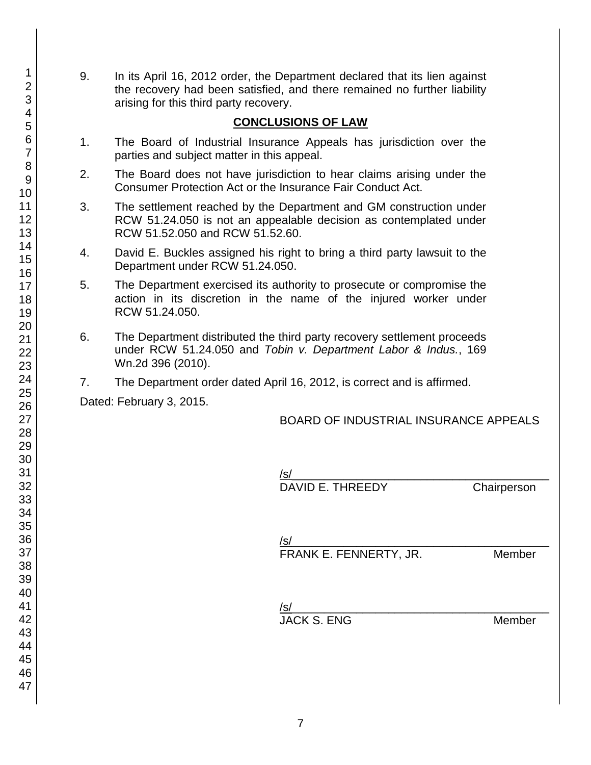9. In its April 16, 2012 order, the Department declared that its lien against the recovery had been satisfied, and there remained no further liability arising for this third party recovery.

## CONCLUSIONS OF LAW

1. The Board of Industrial Insurance Appeals has jurisdiction over the parties and subject matter in this appeal.

2. The Board does not have jurisdiction to hear claims arising under the Consumer Protection Act or the Insurance Fair Conduct Act.

3. The settlement reached by the Department and GM construction under RCW 51.24.050 is not an appealable decision as contemplated under RCW 51.52.050 and RCW 51.52.60.

4. David E. Buckles assigned his right to bring a third party lawsuit to the Department under RCW 51.24.050.

5. The Department exercised its authority to prosecute or compromise the action in its discretion in the name of the injured worker under RCW 51.24.050.

6. The Department distributed the third party recovery settlement proceeds under RCW 51.24.050 and *Tobin v. Department Labor & Indus.*, 169 Wn.2d 396 (2010).

7. The Department order dated April 16, 2012, is correct and is affirmed.

Dated: February 3, 2015.

BOARD OF INDUSTRIAL INSURANCE APPEALS

/s/
DAVID E. THREEDY Chairperson

/s/
FRANK E. FENNERTY, JR. Member

/s/
JACK S. ENG Member